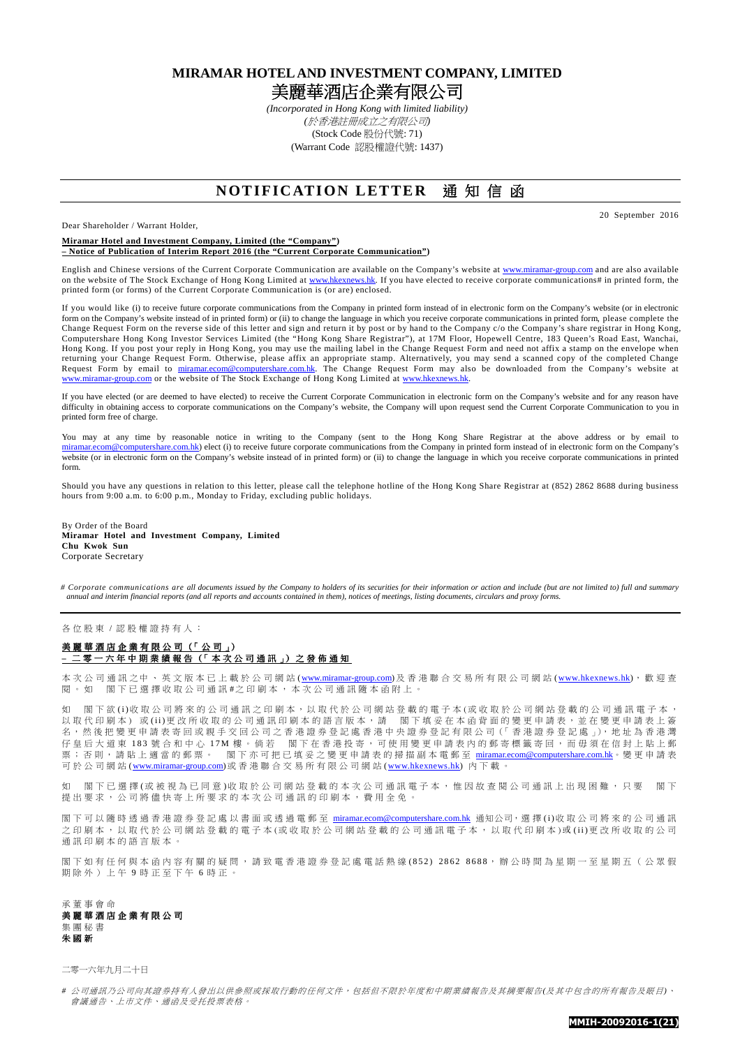# MIRAMAR HOTEL AND INVESTMENT COMPANY, LIMITED

# 美麗華酒店企業有限公司

*(Incorporated in Hong Kong with limited liability)*
*(於香港註冊成立之有限公司)*
(Stock Code 股份代號: 71)
(Warrant Code 認股權證代號: 1437)

## NOTIFICATION LETTER 通知信函

20 September 2016

Dear Shareholder / Warrant Holder,

**Miramar Hotel and Investment Company, Limited (the "Company")**
**– Notice of Publication of Interim Report 2016 (the "Current Corporate Communication")**

English and Chinese versions of the Current Corporate Communication are available on the Company's website at www.miramar-group.com and are also available on the website of The Stock Exchange of Hong Kong Limited at www.hkexnews.hk. If you have elected to receive corporate communications# in printed form, the printed form (or forms) of the Current Corporate Communication is (or are) enclosed.

If you would like (i) to receive future corporate communications from the Company in printed form instead of in electronic form on the Company's website (or in electronic form on the Company's website instead of in printed form) or (ii) to change the language in which you receive corporate communications in printed form, please complete the Change Request Form on the reverse side of this letter and sign and return it by post or by hand to the Company c/o the Company's share registrar in Hong Kong, Computershare Hong Kong Investor Services Limited (the "Hong Kong Share Registrar"), at 17M Floor, Hopewell Centre, 183 Queen's Road East, Wanchai, Hong Kong. If you post your reply in Hong Kong, you may use the mailing label in the Change Request Form and need not affix a stamp on the envelope when returning your Change Request Form. Otherwise, please affix an appropriate stamp. Alternatively, you may send a scanned copy of the completed Change Request Form by email to miramar.ecom@computershare.com.hk. The Change Request Form may also be downloaded from the Company's website at www.miramar-group.com or the website of The Stock Exchange of Hong Kong Limited at www.hkexnews.hk.

If you have elected (or are deemed to have elected) to receive the Current Corporate Communication in electronic form on the Company's website and for any reason have difficulty in obtaining access to corporate communications on the Company's website, the Company will upon request send the Current Corporate Communication to you in printed form free of charge.

You may at any time by reasonable notice in writing to the Company (sent to the Hong Kong Share Registrar at the above address or by email to miramar.ecom@computershare.com.hk) elect (i) to receive future corporate communications from the Company in printed form instead of in electronic form on the Company's website (or in electronic form on the Company's website instead of in printed form) or (ii) to change the language in which you receive corporate communications in printed form.

Should you have any questions in relation to this letter, please call the telephone hotline of the Hong Kong Share Registrar at (852) 2862 8688 during business hours from 9:00 a.m. to 6:00 p.m., Monday to Friday, excluding public holidays.

By Order of the Board
**Miramar Hotel and Investment Company, Limited**
**Chu Kwok Sun**
Corporate Secretary

*# Corporate communications are all documents issued by the Company to holders of its securities for their information or action and include (but are not limited to) full and summary annual and interim financial reports (and all reports and accounts contained in them), notices of meetings, listing documents, circulars and proxy forms.*

---

各位股東 / 認股權證持有人：

**美麗華酒店企業有限公司（「公司」）**
**– 二零一六年中期業績報告（「本次公司通訊」）之發佈通知**

本次公司通訊之中、英文版本已上載於公司網站(www.miramar-group.com)及香港聯合交易所有限公司網站(www.hkexnews.hk)，歡迎查閱。如 閣下已選擇收取公司通訊#之印刷本，本次公司通訊隨本函附上。

如 閣下欲(i)收取公司將來的公司通訊之印刷本，以取代於公司網站登載的電子本(或收取於公司網站登載的公司通訊電子本，以取代印刷本)或(ii)更改所收取的公司通訊印刷本的語言版本，請 閣下填妥在本函背面的變更申請表，並在變更申請表上簽名，然後把變更申請表寄回或親手交回公司之香港證券登記處香港中央證券登記有限公司(「香港證券登記處」)，地址為香港灣仔皇后大道東183號合和中心17M樓。倘若 閣下在香港投寄，可使用變更申請表內的郵寄標籤寄回，而毋須在信封上貼上郵票；否則，請貼上適當的郵票。 閣下亦可把已填妥之變更申請表的掃描副本電郵至 miramar.ecom@computershare.com.hk。變更申請表可於公司網站(www.miramar-group.com)或香港聯合交易所有限公司網站(www.hkexnews.hk)內下載。

如 閣下已選擇(或被視為已同意)收取於公司網站登載的本次公司通訊電子本，惟因故查閱公司通訊上出現困難，只要 閣下提出要求，公司將儘快寄上所要求的本次公司通訊的印刷本，費用全免。

閣下可以隨時透過香港證券登記處以書面或透過電郵至 miramar.ecom@computershare.com.hk 通知公司，選擇(i)收取公司將來的公司通訊之印刷本，以取代於公司網站登載的電子本(或收取於公司網站登載的公司通訊電子本，以取代印刷本)或(ii)更改所收取的公司通訊印刷本的語言版本。

閣下如有任何與本函內容有關的疑問，請致電香港證券登記處電話熱線(852) 2862 8688，辦公時間為星期一至星期五（公眾假期除外）上午9時正至下午6時正。

承董事會命
**美麗華酒店企業有限公司**
集團秘書
**朱國新**

二零一六年九月二十日

*# 公司通訊乃公司向其證券持有人發出以供參照或採取行動的任何文件，包括但不限於年度和中期業績報告及其摘要報告(及其中包含的所有報告及賬目)、會議通告、上市文件、通函及受托投票表格。*

MMIH-20092016-1(21)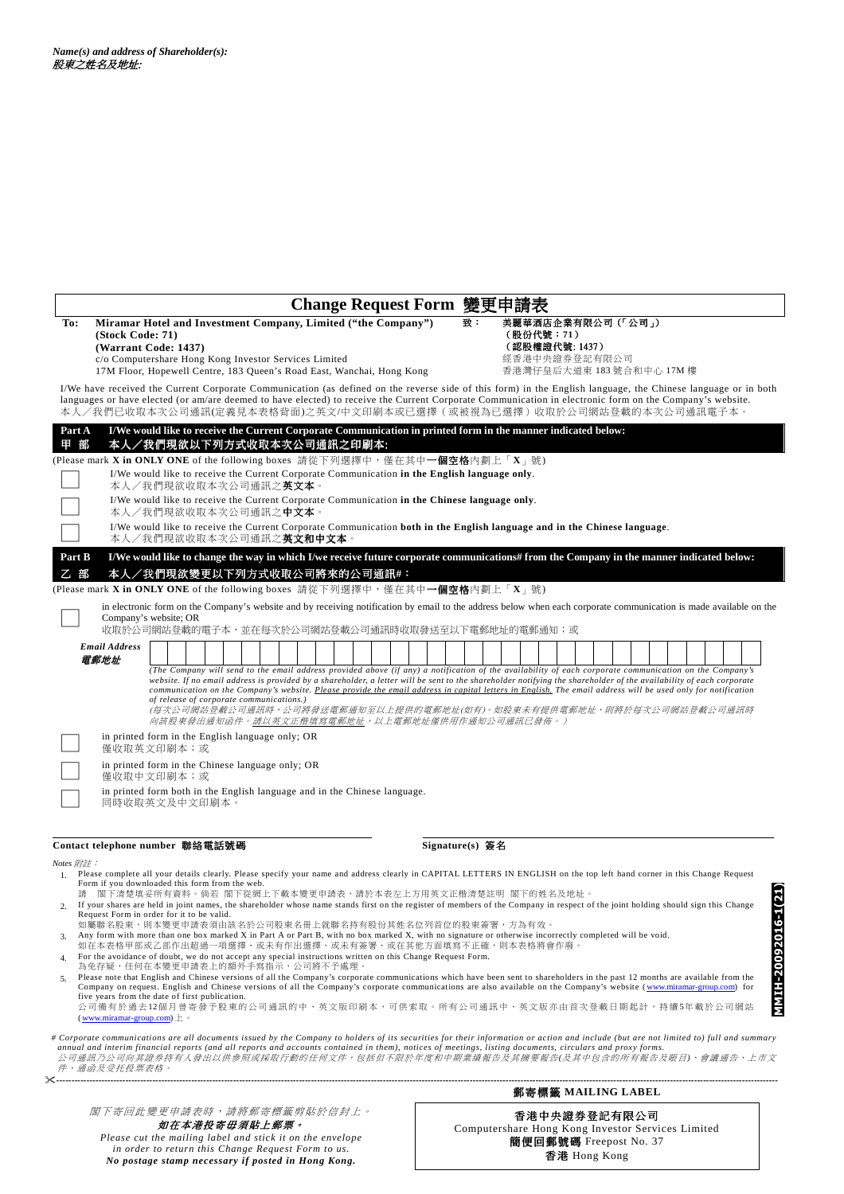***Name(s) and address of Shareholder(s):***
***股東之姓名及地址:***

# Change Request Form 變更申請表

**To: Miramar Hotel and Investment Company, Limited ("the Company")**
**(Stock Code: 71)**
**(Warrant Code: 1437)**
c/o Computershare Hong Kong Investor Services Limited
17M Floor, Hopewell Centre, 183 Queen's Road East, Wanchai, Hong Kong

**致：美麗華酒店企業有限公司（「公司」）**
**（股份代號：71）**
**（認股權證代號: 1437）**
經香港中央證券登記有限公司
香港灣仔皇后大道東 183 號合和中心 17M 樓

I/We have received the Current Corporate Communication (as defined on the reverse side of this form) in the English language, the Chinese language or in both languages or have elected (or am/are deemed to have elected) to receive the Current Corporate Communication in electronic form on the Company's website.
本人／我們已收取本次公司通訊(定義見本表格背面)之英文/中文印刷本或已選擇（或被視為已選擇）收取於公司網站登載的本次公司通訊電子本。

## Part A 甲部 I/We would like to receive the Current Corporate Communication in printed form in the manner indicated below: 本人／我們現欲以下列方式收取本次公司通訊之印刷本:

(Please mark **X in ONLY ONE** of the following boxes 請從下列選擇中，僅在其中**一個空格**內劃上「**X**」號)

☐ I/We would like to receive the Current Corporate Communication **in the English language only**.
本人／我們現欲收取本次公司通訊之**英文本**。

☐ I/We would like to receive the Current Corporate Communication **in the Chinese language only**.
本人／我們現欲收取本次公司通訊之**中文本**。

☐ I/We would like to receive the Current Corporate Communication **both in the English language and in the Chinese language**.
本人／我們現欲收取本次公司通訊之**英文和中文本**。

## Part B 乙部 I/We would like to change the way in which I/we receive future corporate communications# from the Company in the manner indicated below: 本人／我們現欲變更以下列方式收取公司將來的公司通訊#：

(Please mark **X in ONLY ONE** of the following boxes 請從下列選擇中，僅在其中**一個空格**內劃上「**X**」號)

☐ in electronic form on the Company's website and by receiving notification by email to the address below when each corporate communication is made available on the Company's website; OR
收取於公司網站登載的電子本，並在每次於公司網站登載公司通訊時收取發送至以下電郵地址的電郵通知；或

***Email Address***
***電郵地址*** ____________________

*(The Company will send to the email address provided above (if any) a notification of the availability of each corporate communication on the Company's website. If no email address is provided by a shareholder, a letter will be sent to the shareholder notifying the shareholder of the availability of each corporate communication on the Company's website. Please provide the email address in capital letters in English. The email address will be used only for notification of release of corporate communications.)*
*(每次公司網站登載公司通訊時，公司將發送電郵通知至以上提供的電郵地址(如有)。如股東未有提供電郵地址，則將於每次公司網站登載公司通訊時向該股東發出通知函件。請以英文正楷填寫電郵地址，以上電郵地址僅供用作通知公司通訊已發佈。)*

☐ in printed form in the English language only; OR
僅收取英文印刷本；或

☐ in printed form in the Chinese language only; OR
僅收取中文印刷本；或

☐ in printed form both in the English language and in the Chinese language.
同時收取英文及中文印刷本。

**Contact telephone number 聯絡電話號碼** ____________________

**Signature(s) 簽名** ____________________

*Notes 附註：*

1. Please complete all your details clearly. Please specify your name and address clearly in CAPITAL LETTERS IN ENGLISH on the top left hand corner in this Change Request Form if you downloaded this form from the web.
請　閣下清楚填妥所有資料。倘若　閣下從網上下載本變更申請表，請於本表左上方用英文正楷清楚註明　閣下的姓名及地址。
2. If your shares are held in joint names, the shareholder whose name stands first on the register of members of the Company in respect of the joint holding should sign this Change Request Form in order for it to be valid.
如屬聯名股東，則本變更申請表須由該名於公司股東名冊上就聯名持有股份其姓名位列首位的股東簽署，方為有效。
3. Any form with more than one box marked X in Part A or Part B, with no box marked X, with no signature or otherwise incorrectly completed will be void.
如在本表格甲部或乙部作出超過一項選擇、或未有作出選擇、或未有簽署、或在其他方面填寫不正確，則本表格將會作廢。
4. For the avoidance of doubt, we do not accept any special instructions written on this Change Request Form.
為免存疑，任何在本變更申請表上的額外手寫指示，公司將不予處理。
5. Please note that English and Chinese versions of all the Company's corporate communications which have been sent to shareholders in the past 12 months are available from the Company on request. English and Chinese versions of all the Company's corporate communications are also available on the Company's website (www.miramar-group.com) for five years from the date of first publication.
公司備有於過去12個月曾寄發予股東的公司通訊的中，英文版印刷本，可供索取。所有公司通訊中，英文版亦由首次登載日期起計，持續5年載於公司網站(www.miramar-group.com)上。

MMIH-20092016-1(21)

*# Corporate communications are all documents issued by the Company to holders of its securities for their information or action and include (but are not limited to) full and summary annual and interim financial reports (and all reports and accounts contained in them), notices of meetings, listing documents, circulars and proxy forms.*
*公司通訊乃公司向其證券持有人發出以供參照或採取行動的任何文件，包括但不限於年度和中期業績報告及其摘要報告(及其中包含的所有報告及賬目)、會議通告，上市文件、通函及委托投票表格。*

---

*閣下寄回此變更申請表時，請將郵寄標籤剪貼於信封上。*
***如在本港投寄毋須貼上郵票。***
*Please cut the mailing label and stick it on the envelope in order to return this Change Request Form to us.*
***No postage stamp necessary if posted in Hong Kong.***

**郵寄標籤 MAILING LABEL**

**香港中央證券登記有限公司**
Computershare Hong Kong Investor Services Limited
**簡便回郵號碼** Freepost No. 37
**香港** Hong Kong